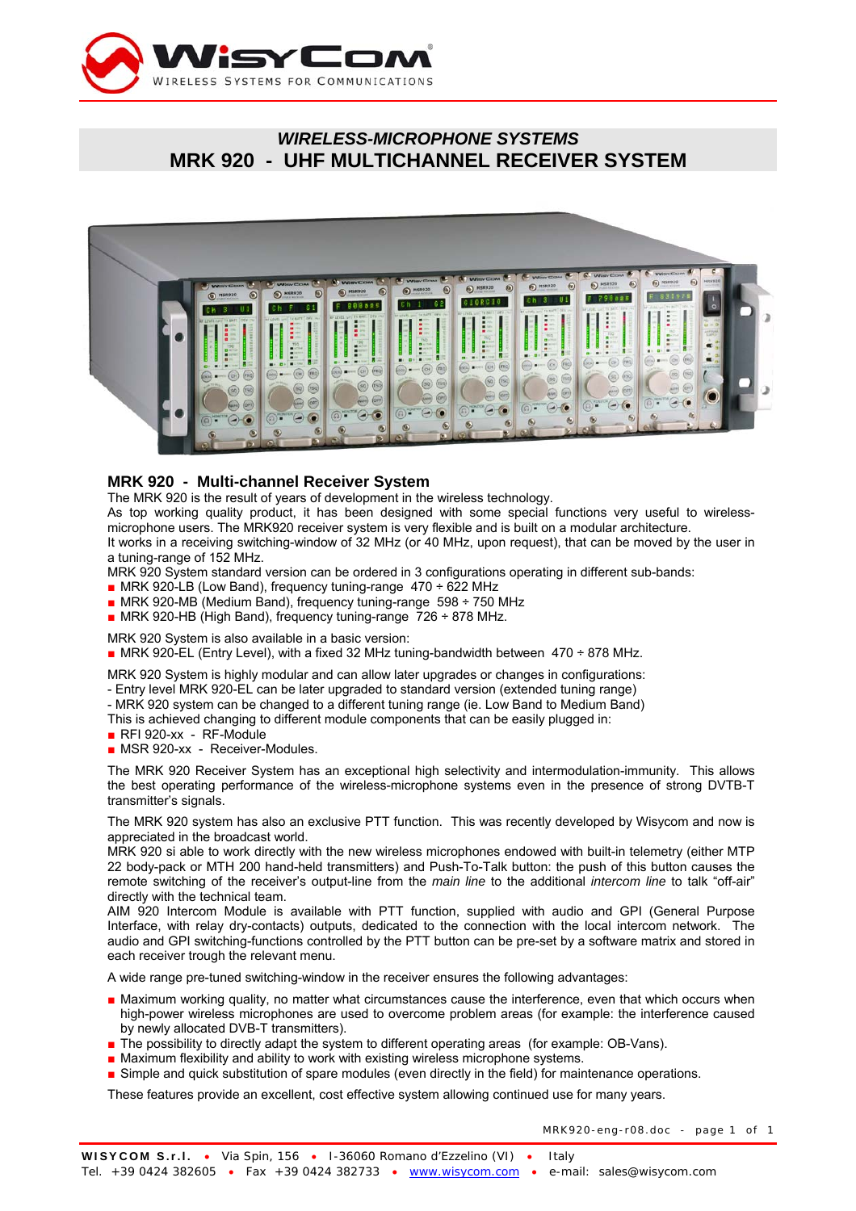# WIRELESS-MICROPHONE SYSTEMS
# MRK 920 - UHF MULTICHANNEL RECEIVER SYSTEM

## MRK 920 - Multi-channel Receiver System

The MRK 920 is the result of years of development in the wireless technology.
As top working quality product, it has been designed with some special functions very useful to wireless-microphone users. The MRK920 receiver system is very flexible and is built on a modular architecture.
It works in a receiving switching-window of 32 MHz (or 40 MHz, upon request), that can be moved by the user in a tuning-range of 152 MHz.
MRK 920 System standard version can be ordered in 3 configurations operating in different sub-bands:

- MRK 920-LB (Low Band), frequency tuning-range 470 ÷ 622 MHz
- MRK 920-MB (Medium Band), frequency tuning-range 598 ÷ 750 MHz
- MRK 920-HB (High Band), frequency tuning-range 726 ÷ 878 MHz.

MRK 920 System is also available in a basic version:

- MRK 920-EL (Entry Level), with a fixed 32 MHz tuning-bandwidth between 470 ÷ 878 MHz.

MRK 920 System is highly modular and can allow later upgrades or changes in configurations:
- Entry level MRK 920-EL can be later upgraded to standard version (extended tuning range)
- MRK 920 system can be changed to a different tuning range (ie. Low Band to Medium Band)
This is achieved changing to different module components that can be easily plugged in:

- RFI 920-xx - RF-Module
- MSR 920-xx - Receiver-Modules.

The MRK 920 Receiver System has an exceptional high selectivity and intermodulation-immunity. This allows the best operating performance of the wireless-microphone systems even in the presence of strong DVTB-T transmitter's signals.

The MRK 920 system has also an exclusive PTT function. This was recently developed by Wisycom and now is appreciated in the broadcast world.
MRK 920 si able to work directly with the new wireless microphones endowed with built-in telemetry (either MTP 22 body-pack or MTH 200 hand-held transmitters) and Push-To-Talk button: the push of this button causes the remote switching of the receiver's output-line from the *main line* to the additional *intercom line* to talk "off-air" directly with the technical team.
AIM 920 Intercom Module is available with PTT function, supplied with audio and GPI (General Purpose Interface, with relay dry-contacts) outputs, dedicated to the connection with the local intercom network. The audio and GPI switching-functions controlled by the PTT button can be pre-set by a software matrix and stored in each receiver trough the relevant menu.

A wide range pre-tuned switching-window in the receiver ensures the following advantages:

- Maximum working quality, no matter what circumstances cause the interference, even that which occurs when high-power wireless microphones are used to overcome problem areas (for example: the interference caused by newly allocated DVB-T transmitters).
- The possibility to directly adapt the system to different operating areas (for example: OB-Vans).
- Maximum flexibility and ability to work with existing wireless microphone systems.
- Simple and quick substitution of spare modules (even directly in the field) for maintenance operations.

These features provide an excellent, cost effective system allowing continued use for many years.

**WISYCOM S.r.l.** • Via Spin, 156 • I-36060 Romano d'Ezzelino (VI) • Italy
Tel. +39 0424 382605 • Fax +39 0424 382733 • www.wisycom.com • e-mail: sales@wisycom.com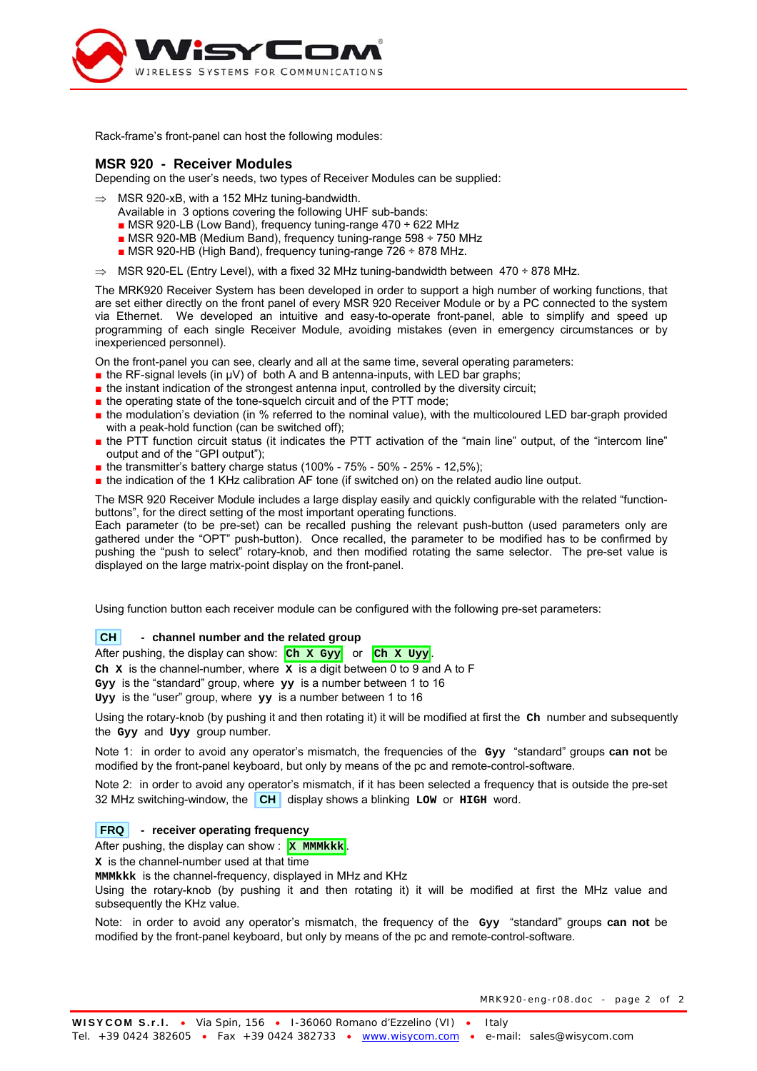Rack-frame's front-panel can host the following modules:

## MSR 920 - Receiver Modules

Depending on the user's needs, two types of Receiver Modules can be supplied:

⇒ MSR 920-xB, with a 152 MHz tuning-bandwidth.
Available in 3 options covering the following UHF sub-bands:
- MSR 920-LB (Low Band), frequency tuning-range 470 ÷ 622 MHz
- MSR 920-MB (Medium Band), frequency tuning-range 598 ÷ 750 MHz
- MSR 920-HB (High Band), frequency tuning-range 726 ÷ 878 MHz.

⇒ MSR 920-EL (Entry Level), with a fixed 32 MHz tuning-bandwidth between 470 ÷ 878 MHz.

The MRK920 Receiver System has been developed in order to support a high number of working functions, that are set either directly on the front panel of every MSR 920 Receiver Module or by a PC connected to the system via Ethernet. We developed an intuitive and easy-to-operate front-panel, able to simplify and speed up programming of each single Receiver Module, avoiding mistakes (even in emergency circumstances or by inexperienced personnel).

On the front-panel you can see, clearly and all at the same time, several operating parameters:
- the RF-signal levels (in µV) of both A and B antenna-inputs, with LED bar graphs;
- the instant indication of the strongest antenna input, controlled by the diversity circuit;
- the operating state of the tone-squelch circuit and of the PTT mode;
- the modulation's deviation (in % referred to the nominal value), with the multicoloured LED bar-graph provided with a peak-hold function (can be switched off);
- the PTT function circuit status (it indicates the PTT activation of the "main line" output, of the "intercom line" output and of the "GPI output");
- the transmitter's battery charge status (100% - 75% - 50% - 25% - 12,5%);
- the indication of the 1 KHz calibration AF tone (if switched on) on the related audio line output.

The MSR 920 Receiver Module includes a large display easily and quickly configurable with the related "function-buttons", for the direct setting of the most important operating functions.
Each parameter (to be pre-set) can be recalled pushing the relevant push-button (used parameters only are gathered under the "OPT" push-button). Once recalled, the parameter to be modified has to be confirmed by pushing the "push to select" rotary-knob, and then modified rotating the same selector. The pre-set value is displayed on the large matrix-point display on the front-panel.

Using function button each receiver module can be configured with the following pre-set parameters:

**CH** - **channel number and the related group**

After pushing, the display can show: `Ch X Gyy` or `Ch X Uyy`.

`Ch X` is the channel-number, where `X` is a digit between 0 to 9 and A to F
`Gyy` is the "standard" group, where `yy` is a number between 1 to 16
`Uyy` is the "user" group, where `yy` is a number between 1 to 16

Using the rotary-knob (by pushing it and then rotating it) it will be modified at first the `Ch` number and subsequently the `Gyy` and `Uyy` group number.

Note 1: in order to avoid any operator's mismatch, the frequencies of the `Gyy` "standard" groups **can not** be modified by the front-panel keyboard, but only by means of the pc and remote-control-software.

Note 2: in order to avoid any operator's mismatch, if it has been selected a frequency that is outside the pre-set 32 MHz switching-window, the **CH** display shows a blinking `LOW` or `HIGH` word.

**FRQ** - **receiver operating frequency**

After pushing, the display can show : `X MMMkkk`.

`X` is the channel-number used at that time
`MMMkkk` is the channel-frequency, displayed in MHz and KHz
Using the rotary-knob (by pushing it and then rotating it) it will be modified at first the MHz value and subsequently the KHz value.

Note: in order to avoid any operator's mismatch, the frequency of the `Gyy` "standard" groups **can not** be modified by the front-panel keyboard, but only by means of the pc and remote-control-software.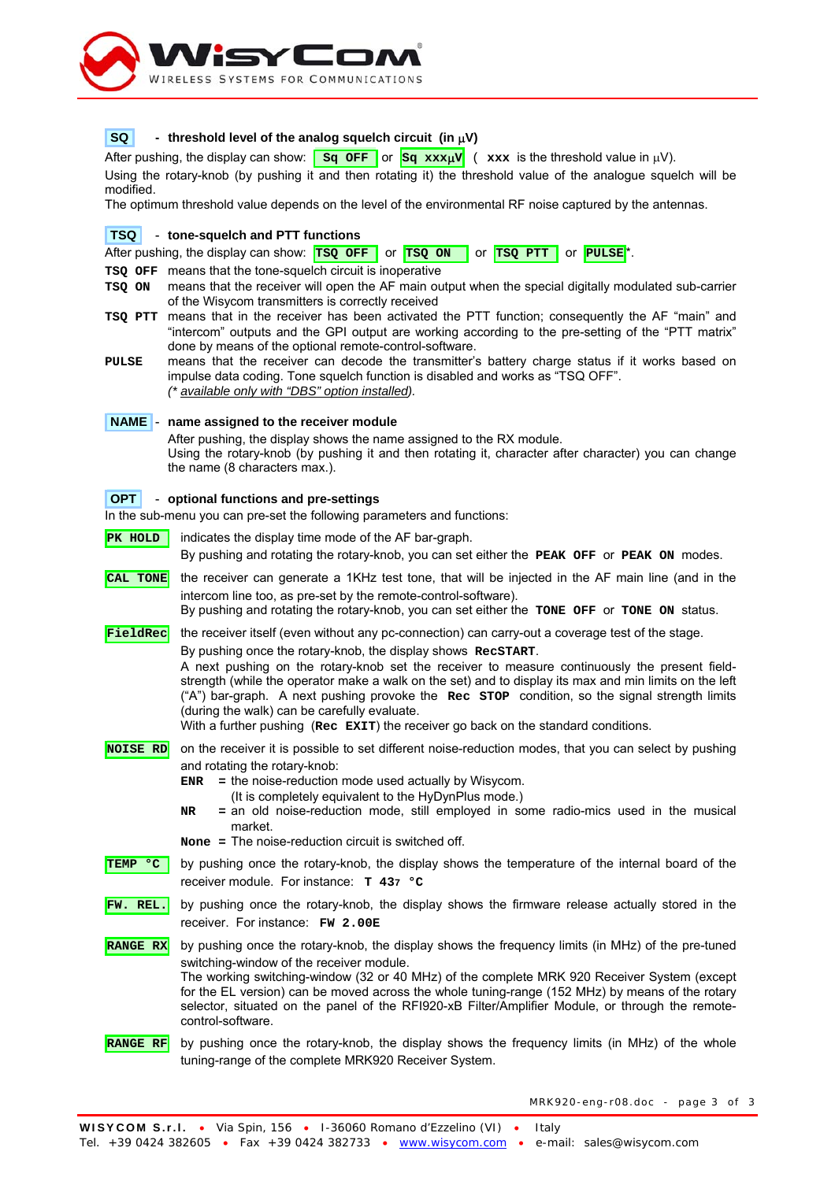**SQ** - **threshold level of the analog squelch circuit (in µV)**

After pushing, the display can show: `Sq OFF` or `Sq xxxµV` ( **xxx** is the threshold value in µV).

Using the rotary-knob (by pushing it and then rotating it) the threshold value of the analogue squelch will be modified.

The optimum threshold value depends on the level of the environmental RF noise captured by the antennas.

**TSQ** - **tone-squelch and PTT functions**

After pushing, the display can show: `TSQ OFF` or `TSQ ON` or `TSQ PTT` or `PULSE`*.

**TSQ OFF** means that the tone-squelch circuit is inoperative

**TSQ ON** means that the receiver will open the AF main output when the special digitally modulated sub-carrier of the Wisycom transmitters is correctly received

**TSQ PTT** means that in the receiver has been activated the PTT function; consequently the AF "main" and "intercom" outputs and the GPI output are working according to the pre-setting of the "PTT matrix" done by means of the optional remote-control-software.

**PULSE** means that the receiver can decode the transmitter's battery charge status if it works based on impulse data coding. Tone squelch function is disabled and works as "TSQ OFF".
(* *available only with "DBS" option installed*).

**NAME** - **name assigned to the receiver module**

After pushing, the display shows the name assigned to the RX module.
Using the rotary-knob (by pushing it and then rotating it, character after character) you can change the name (8 characters max.).

**OPT** - **optional functions and pre-settings**

In the sub-menu you can pre-set the following parameters and functions:

**PK HOLD** indicates the display time mode of the AF bar-graph.
By pushing and rotating the rotary-knob, you can set either the **PEAK OFF** or **PEAK ON** modes.

**CAL TONE** the receiver can generate a 1KHz test tone, that will be injected in the AF main line (and in the intercom line too, as pre-set by the remote-control-software).
By pushing and rotating the rotary-knob, you can set either the **TONE OFF** or **TONE ON** status.

**FieldRec** the receiver itself (even without any pc-connection) can carry-out a coverage test of the stage.
By pushing once the rotary-knob, the display shows **RecSTART**.
A next pushing on the rotary-knob set the receiver to measure continuously the present field-strength (while the operator make a walk on the set) and to display its max and min limits on the left ("A") bar-graph. A next pushing provoke the **Rec STOP** condition, so the signal strength limits (during the walk) can be carefully evaluate.
With a further pushing (**Rec EXIT**) the receiver go back on the standard conditions.

**NOISE RD** on the receiver it is possible to set different noise-reduction modes, that you can select by pushing and rotating the rotary-knob:

- **ENR** = the noise-reduction mode used actually by Wisycom. (It is completely equivalent to the HyDynPlus mode.)
- **NR** = an old noise-reduction mode, still employed in some radio-mics used in the musical market.
- **None** = The noise-reduction circuit is switched off.

**TEMP °C** by pushing once the rotary-knob, the display shows the temperature of the internal board of the receiver module. For instance: **T 43? °C**

**FW. REL.** by pushing once the rotary-knob, the display shows the firmware release actually stored in the receiver. For instance: **FW 2.00E**

**RANGE RX** by pushing once the rotary-knob, the display shows the frequency limits (in MHz) of the pre-tuned switching-window of the receiver module.
The working switching-window (32 or 40 MHz) of the complete MRK 920 Receiver System (except for the EL version) can be moved across the whole tuning-range (152 MHz) by means of the rotary selector, situated on the panel of the RFI920-xB Filter/Amplifier Module, or through the remote-control-software.

**RANGE RF** by pushing once the rotary-knob, the display shows the frequency limits (in MHz) of the whole tuning-range of the complete MRK920 Receiver System.

MRK920-eng-r08.doc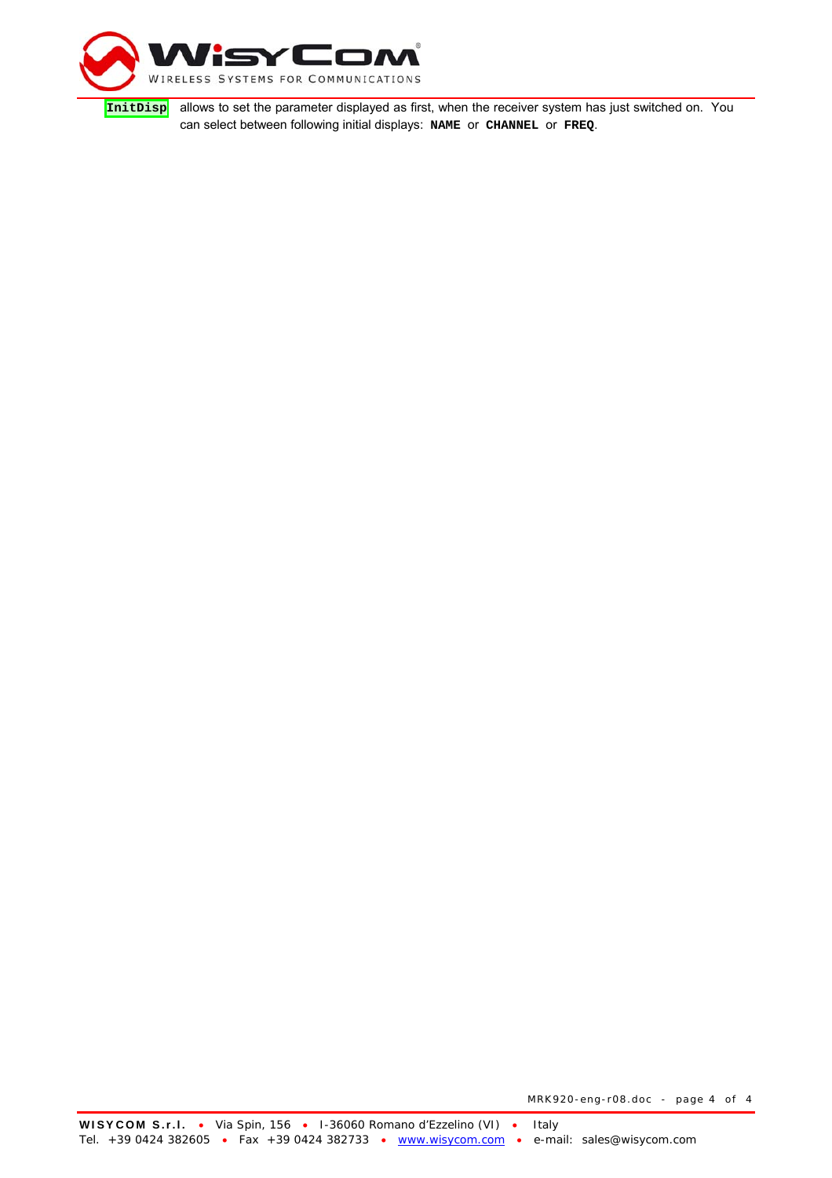**`InitDisp`** allows to set the parameter displayed as first, when the receiver system has just switched on. You can select between following initial displays: **`NAME`** or **`CHANNEL`** or **`FREQ`**.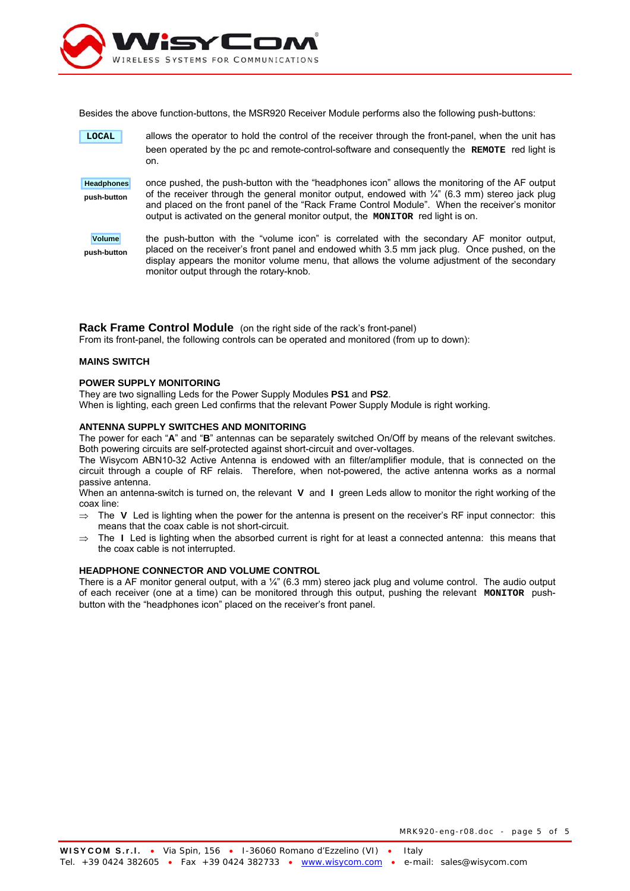Besides the above function-buttons, the MSR920 Receiver Module performs also the following push-buttons:

**LOCAL** allows the operator to hold the control of the receiver through the front-panel, when the unit has been operated by the pc and remote-control-software and consequently the **REMOTE** red light is on.

**Headphones push-button** once pushed, the push-button with the “headphones icon” allows the monitoring of the AF output of the receiver through the general monitor output, endowed with ¼” (6.3 mm) stereo jack plug and placed on the front panel of the “Rack Frame Control Module”. When the receiver’s monitor output is activated on the general monitor output, the **MONITOR** red light is on.

**Volume push-button** the push-button with the “volume icon” is correlated with the secondary AF monitor output, placed on the receiver’s front panel and endowed whith 3.5 mm jack plug. Once pushed, on the display appears the monitor volume menu, that allows the volume adjustment of the secondary monitor output through the rotary-knob.

## Rack Frame Control Module (on the right side of the rack’s front-panel)

From its front-panel, the following controls can be operated and monitored (from up to down):

**MAINS SWITCH**

**POWER SUPPLY MONITORING**

They are two signalling Leds for the Power Supply Modules **PS1** and **PS2**.
When is lighting, each green Led confirms that the relevant Power Supply Module is right working.

**ANTENNA SUPPLY SWITCHES AND MONITORING**

The power for each “**A**” and “**B**” antennas can be separately switched On/Off by means of the relevant switches. Both powering circuits are self-protected against short-circuit and over-voltages.
The Wisycom ABN10-32 Active Antenna is endowed with an filter/amplifier module, that is connected on the circuit through a couple of RF relais. Therefore, when not-powered, the active antenna works as a normal passive antenna.
When an antenna-switch is turned on, the relevant **V** and **I** green Leds allow to monitor the right working of the coax line:

⇒ The **V** Led is lighting when the power for the antenna is present on the receiver’s RF input connector: this means that the coax cable is not short-circuit.

⇒ The **I** Led is lighting when the absorbed current is right for at least a connected antenna: this means that the coax cable is not interrupted.

**HEADPHONE CONNECTOR AND VOLUME CONTROL**

There is a AF monitor general output, with a ¼” (6.3 mm) stereo jack plug and volume control. The audio output of each receiver (one at a time) can be monitored through this output, pushing the relevant **MONITOR** push-button with the “headphones icon” placed on the receiver’s front panel.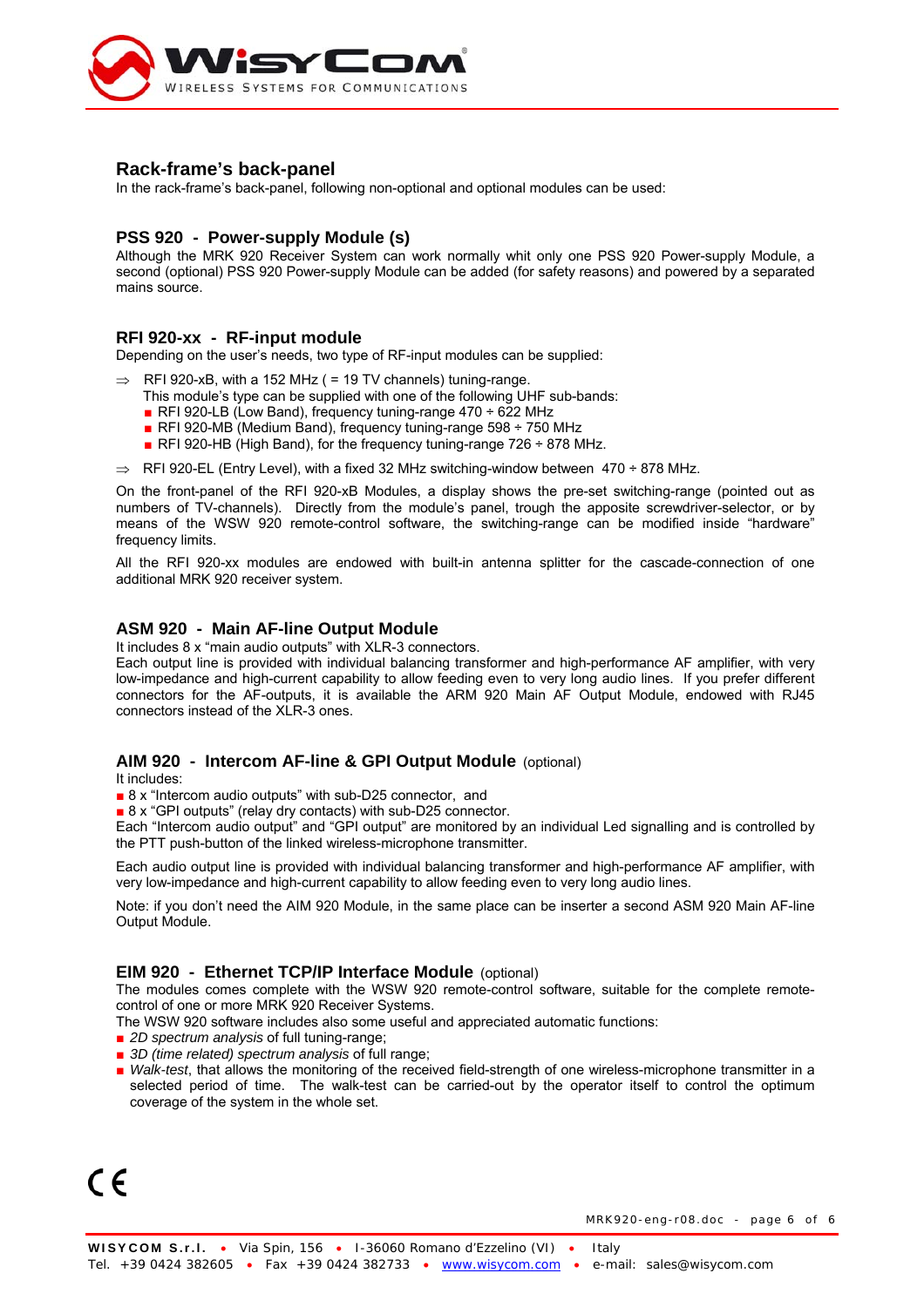## Rack-frame's back-panel

In the rack-frame's back-panel, following non-optional and optional modules can be used:

### PSS 920 - Power-supply Module (s)

Although the MRK 920 Receiver System can work normally whit only one PSS 920 Power-supply Module, a second (optional) PSS 920 Power-supply Module can be added (for safety reasons) and powered by a separated mains source.

### RFI 920-xx - RF-input module

Depending on the user's needs, two type of RF-input modules can be supplied:

⇒ RFI 920-xB, with a 152 MHz ( = 19 TV channels) tuning-range.
This module's type can be supplied with one of the following UHF sub-bands:
- RFI 920-LB (Low Band), frequency tuning-range 470 ÷ 622 MHz
- RFI 920-MB (Medium Band), frequency tuning-range 598 ÷ 750 MHz
- RFI 920-HB (High Band), for the frequency tuning-range 726 ÷ 878 MHz.

⇒ RFI 920-EL (Entry Level), with a fixed 32 MHz switching-window between 470 ÷ 878 MHz.

On the front-panel of the RFI 920-xB Modules, a display shows the pre-set switching-range (pointed out as numbers of TV-channels). Directly from the module's panel, trough the apposite screwdriver-selector, or by means of the WSW 920 remote-control software, the switching-range can be modified inside "hardware" frequency limits.

All the RFI 920-xx modules are endowed with built-in antenna splitter for the cascade-connection of one additional MRK 920 receiver system.

### ASM 920 - Main AF-line Output Module

It includes 8 x "main audio outputs" with XLR-3 connectors.
Each output line is provided with individual balancing transformer and high-performance AF amplifier, with very low-impedance and high-current capability to allow feeding even to very long audio lines. If you prefer different connectors for the AF-outputs, it is available the ARM 920 Main AF Output Module, endowed with RJ45 connectors instead of the XLR-3 ones.

### AIM 920 - Intercom AF-line & GPI Output Module (optional)

It includes:
- 8 x "Intercom audio outputs" with sub-D25 connector, and
- 8 x "GPI outputs" (relay dry contacts) with sub-D25 connector.

Each "Intercom audio output" and "GPI output" are monitored by an individual Led signalling and is controlled by the PTT push-button of the linked wireless-microphone transmitter.

Each audio output line is provided with individual balancing transformer and high-performance AF amplifier, with very low-impedance and high-current capability to allow feeding even to very long audio lines.

Note: if you don't need the AIM 920 Module, in the same place can be inserter a second ASM 920 Main AF-line Output Module.

### EIM 920 - Ethernet TCP/IP Interface Module (optional)

The modules comes complete with the WSW 920 remote-control software, suitable for the complete remote-control of one or more MRK 920 Receiver Systems.
The WSW 920 software includes also some useful and appreciated automatic functions:
- *2D spectrum analysis* of full tuning-range;
- *3D (time related) spectrum analysis* of full range;
- *Walk-test*, that allows the monitoring of the received field-strength of one wireless-microphone transmitter in a selected period of time. The walk-test can be carried-out by the operator itself to control the optimum coverage of the system in the whole set.

CE